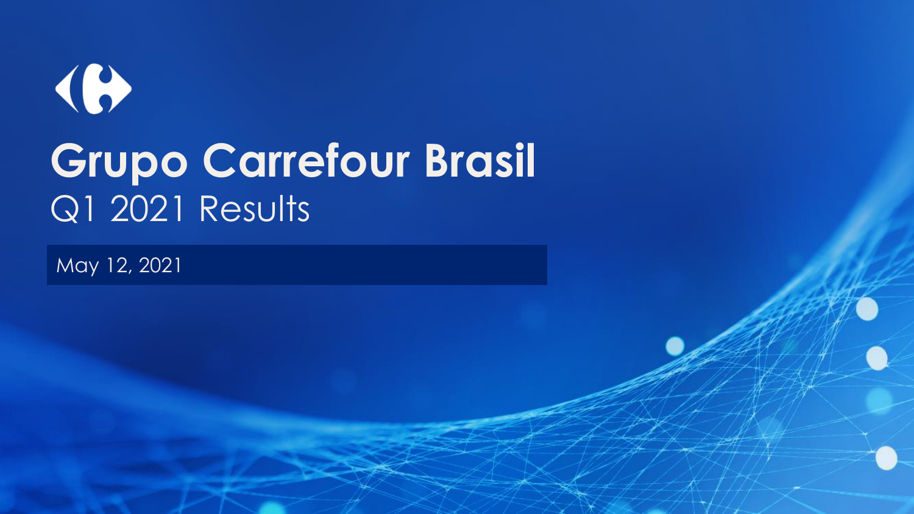# Grupo Carrefour Brasil

## Q1 2021 Results

May 12, 2021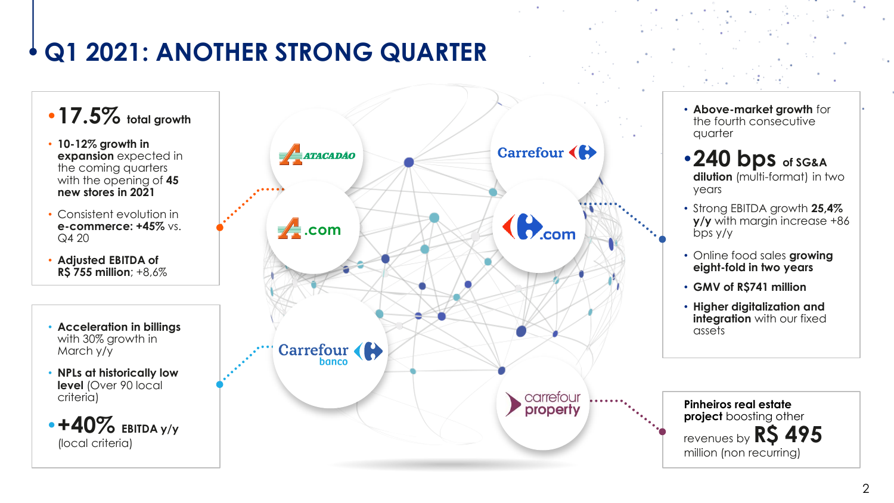# Q1 2021: ANOTHER STRONG QUARTER

## Atacadão / A.com

- **17.5%** total growth
- **10-12% growth in expansion** expected in the coming quarters with the opening of **45 new stores in 2021**
- Consistent evolution in **e-commerce: +45%** vs. Q4 20
- **Adjusted EBITDA of R$ 755 million**; +8,6%

## Carrefour / Carrefour.com

- **Above-market growth** for the fourth consecutive quarter
- **240 bps** of SG&A **dilution** (multi-format) in two years
- Strong EBITDA growth **25,4% y/y** with margin increase +86 bps y/y
- Online food sales **growing eight-fold in two years**
- **GMV of R$741 million**
- **Higher digitalization and integration** with our fixed assets

## Carrefour banco

- **Acceleration in billings** with 30% growth in March y/y
- **NPLs at historically low level** (Over 90 local criteria)
- **+40%** EBITDA y/y (local criteria)

## Carrefour property

**Pinheiros real estate project** boosting other revenues by **R$ 495** million (non recurring)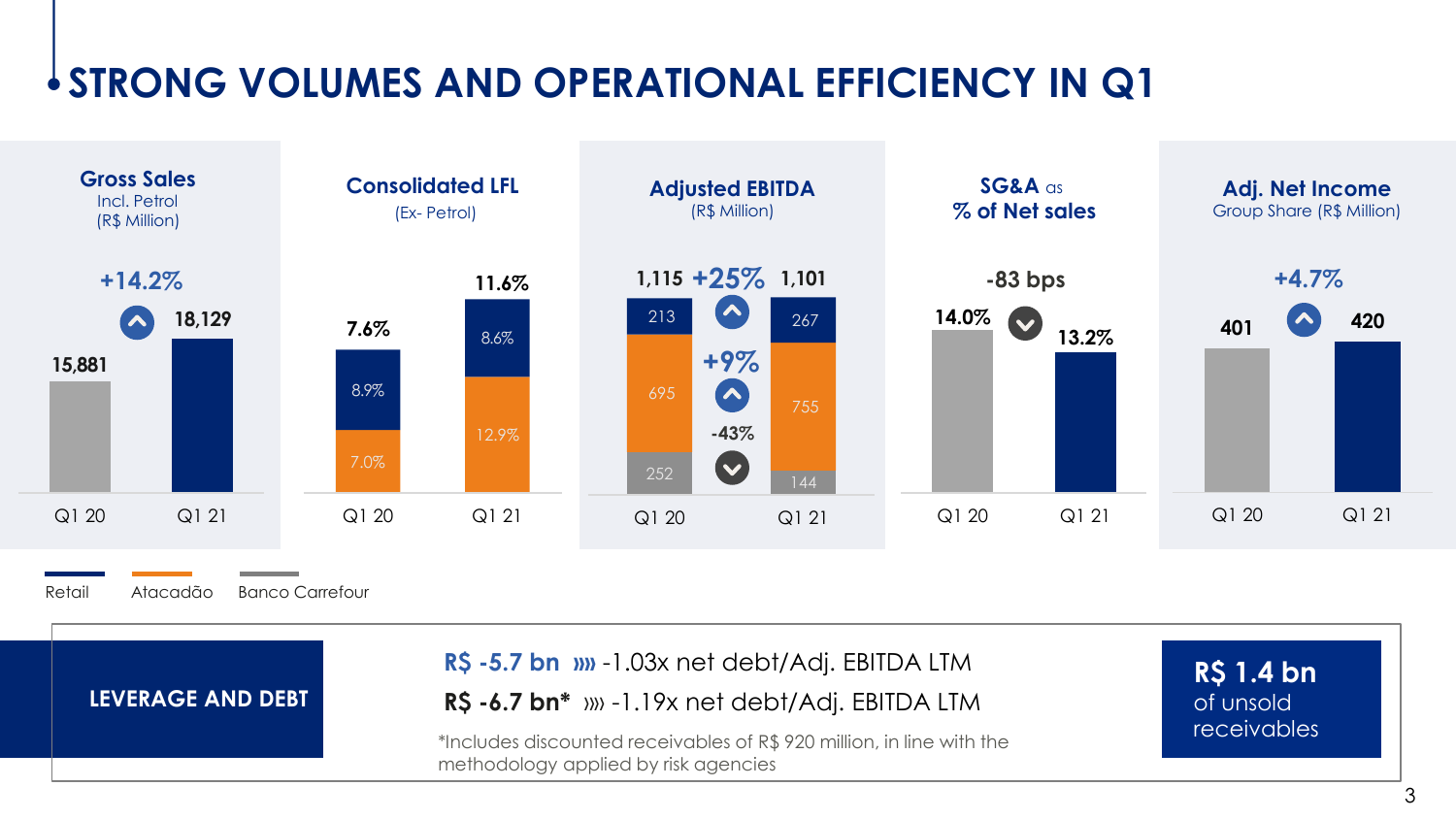# STRONG VOLUMES AND OPERATIONAL EFFICIENCY IN Q1

## Gross Sales
Incl. Petrol (R$ Million)

+14.2%

| | Q1 20 | Q1 21 |
|---|---|---|
| Gross Sales | 15,881 | 18,129 |

## Consolidated LFL
(Ex- Petrol)

| | Q1 20 | Q1 21 |
|---|---|---|
| Total | 7.6% | 11.6% |
| Retail | 8.9% | 8.6% |
| Atacadão | 7.0% | 12.9% |

## Adjusted EBITDA
(R$ Million)

+25%

| | Q1 20 | Q1 21 | Change |
|---|---|---|---|
| Total | 1,115 | 1,101 | |
| Retail | 213 | 267 | +25% |
| Atacadão | 695 | 755 | +9% |
| Banco Carrefour | 252 | 144 | -43% |

## SG&A as % of Net sales

-83 bps

| | Q1 20 | Q1 21 |
|---|---|---|
| SG&A as % of Net sales | 14.0% | 13.2% |

## Adj. Net Income
Group Share (R$ Million)

+4.7%

| | Q1 20 | Q1 21 |
|---|---|---|
| Adj. Net Income | 401 | 420 |

Retail | Atacadão | Banco Carrefour

## LEVERAGE AND DEBT

**R$ -5.7 bn** » -1.03x net debt/Adj. EBITDA LTM

**R$ -6.7 bn*** » -1.19x net debt/Adj. EBITDA LTM

*Includes discounted receivables of R$ 920 million, in line with the methodology applied by risk agencies

**R$ 1.4 bn** of unsold receivables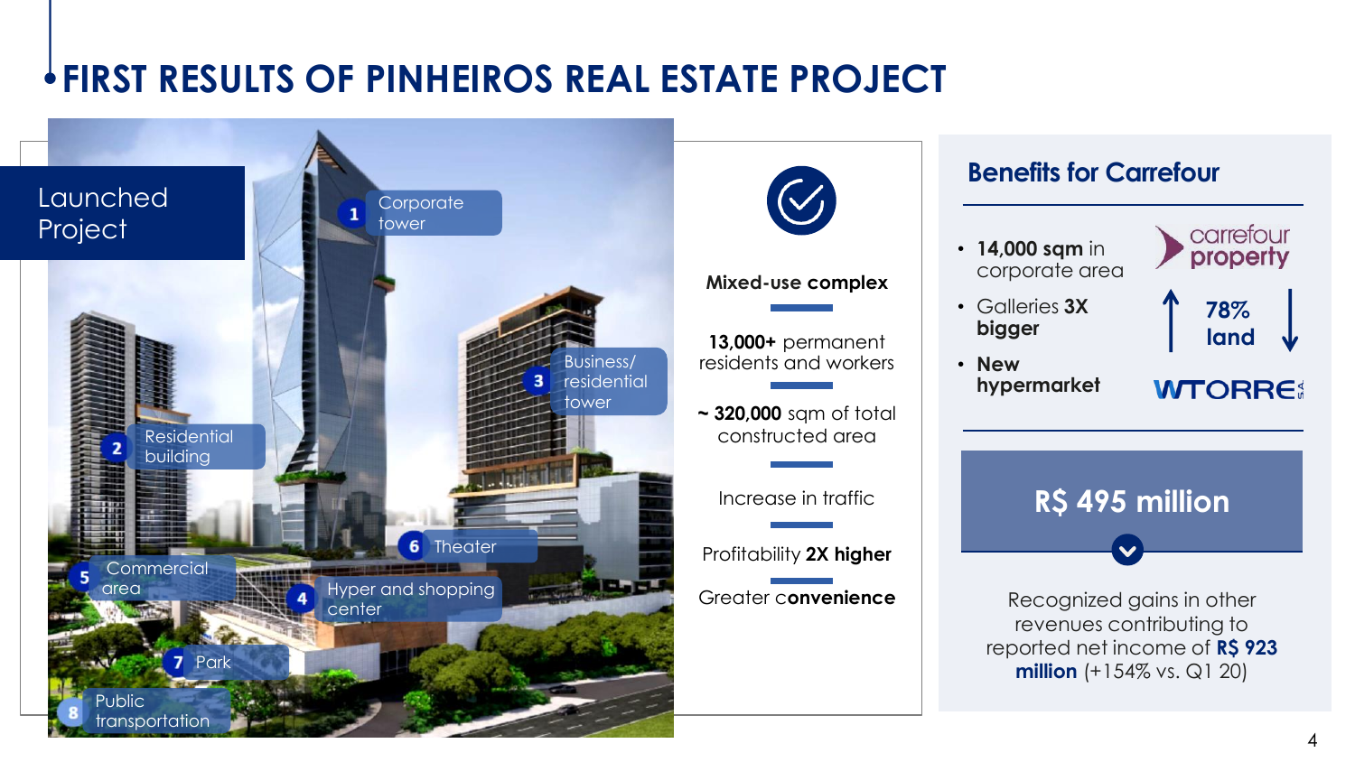# FIRST RESULTS OF PINHEIROS REAL ESTATE PROJECT

## Launched Project

1. Corporate tower
2. Residential building
3. Business/ residential tower
4. Hyper and shopping center
5. Commercial area
6. Theater
7. Park
8. Public transportation

**Mixed-use complex**

**13,000+** permanent residents and workers

~ **320,000** sqm of total constructed area

Increase in traffic

Profitability **2X higher**

Greater c**onvenience**

## Benefits for Carrefour

- **14,000 sqm** in corporate area
- Galleries **3X bigger**
- **New hypermarket**

carrefour property

78% land

WTORRE S.A.

**R$ 495 million**

Recognized gains in other revenues contributing to reported net income of **R$ 923 million** (+154% vs. Q1 20)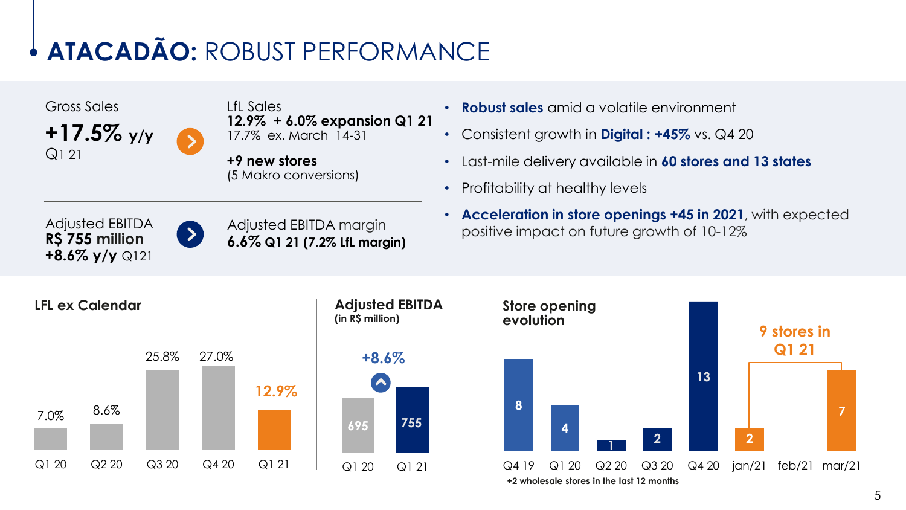# ATACADÃO: ROBUST PERFORMANCE

Gross Sales
**+17.5% y/y**
Q1 21

LfL Sales
**12.9% + 6.0% expansion Q1 21**
17.7% ex. March 14-31

**+9 new stores**
(5 Makro conversions)

Adjusted EBITDA
**R$ 755 million**
**+8.6% y/y** Q121

Adjusted EBITDA margin
**6.6% Q1 21 (7.2% LfL margin)**

- **Robust sales** amid a volatile environment
- Consistent growth in **Digital : +45%** vs. Q4 20
- Last-mile delivery available in **60 stores and 13 states**
- Profitability at healthy levels
- **Acceleration in store openings +45 in 2021**, with expected positive impact on future growth of 10-12%

**LFL ex Calendar**

| Q1 20 | Q2 20 | Q3 20 | Q4 20 | Q1 21 |
|---|---|---|---|---|
| 7.0% | 8.6% | 25.8% | 27.0% | 12.9% |

**Adjusted EBITDA**
**(in R$ million)**

| Q1 20 | Q1 21 |
|---|---|
| 695 | 755 |

+8.6%

**Store opening evolution**

| Q4 19 | Q1 20 | Q2 20 | Q3 20 | Q4 20 | jan/21 | feb/21 | mar/21 |
|---|---|---|---|---|---|---|---|
| 8 | 4 | 1 | 2 | 13 | 2 | | 7 |

9 stores in Q1 21

+2 wholesale stores in the last 12 months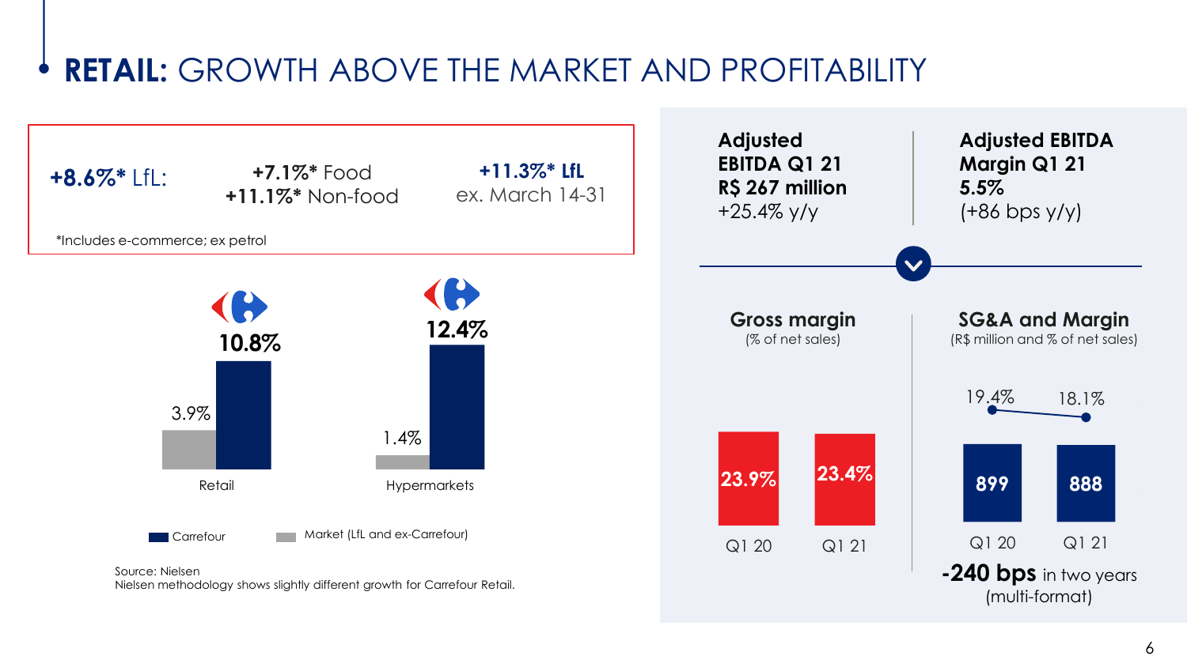# **RETAIL:** GROWTH ABOVE THE MARKET AND PROFITABILITY

**+8.6%*** LfL: **+7.1%*** Food, **+11.1%*** Non-food | **+11.3%* LfL** ex. March 14-31

*Includes e-commerce; ex petrol

| | Carrefour | Market (LfL and ex-Carrefour) |
|---|---|---|
| Retail | 10.8% | 3.9% |
| Hypermarkets | 12.4% | 1.4% |

Source: Nielsen
Nielsen methodology shows slightly different growth for Carrefour Retail.

**Adjusted EBITDA Q1 21 R$ 267 million**
+25.4% y/y

**Adjusted EBITDA Margin Q1 21 5.5%**
(+86 bps y/y)

**Gross margin**
(% of net sales)

| Q1 20 | Q1 21 |
|---|---|
| 23.9% | 23.4% |

**SG&A and Margin**
(R$ million and % of net sales)

| | Q1 20 | Q1 21 |
|---|---|---|
| SG&A (R$ million) | 899 | 888 |
| % of net sales | 19.4% | 18.1% |

**-240 bps** in two years (multi-format)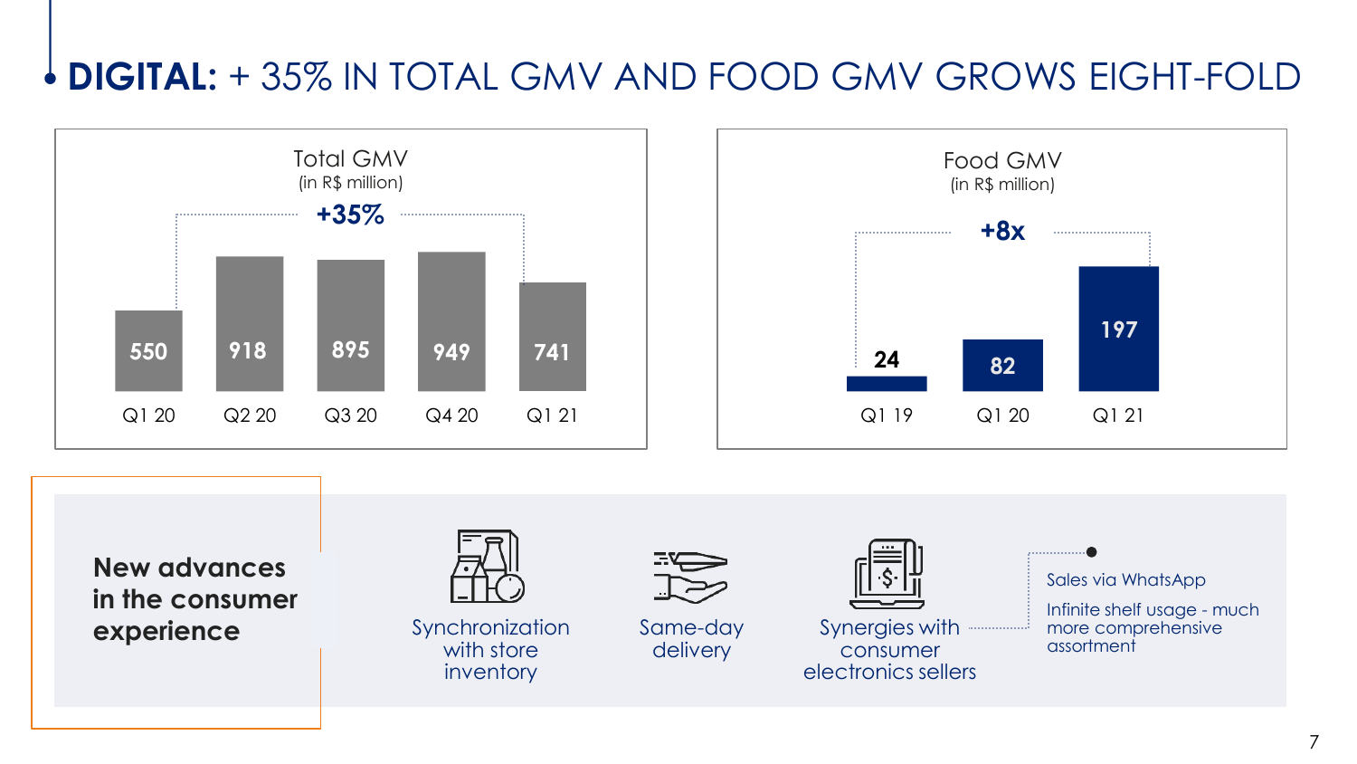# DIGITAL: + 35% IN TOTAL GMV AND FOOD GMV GROWS EIGHT-FOLD

**Total GMV**
(in R$ million)

**+35%**

| Q1 20 | Q2 20 | Q3 20 | Q4 20 | Q1 21 |
|---|---|---|---|---|
| 550 | 918 | 895 | 949 | 741 |

**Food GMV**
(in R$ million)

**+8x**

| Q1 19 | Q1 20 | Q1 21 |
|---|---|---|
| 24 | 82 | 197 |

**New advances in the consumer experience**

- Synchronization with store inventory
- Same-day delivery
- Synergies with consumer electronics sellers
  - Sales via WhatsApp
  - Infinite shelf usage - much more comprehensive assortment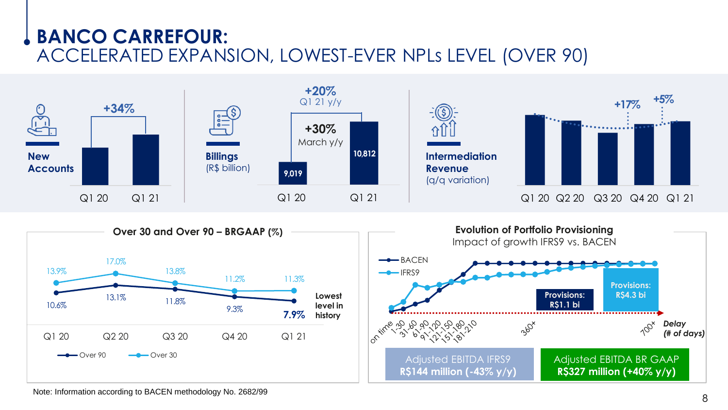# BANCO CARREFOUR:

## ACCELERATED EXPANSION, LOWEST-EVER NPLs LEVEL (OVER 90)

**New Accounts**

+34%

| | Q1 20 | Q1 21 |
|---|---|---|

**Billings** (R$ billion)

+20% Q1 21 y/y

+30% March y/y

| | Q1 20 | Q1 21 |
|---|---|---|
| Billings | 9,019 | 10,812 |

**Intermediation Revenue** (q/q variation)

| | Q1 20 | Q2 20 | Q3 20 | Q4 20 | Q1 21 |
|---|---|---|---|---|---|
| q/q variation | | | | +17% | +5% |

### Over 30 and Over 90 – BRGAAP (%)

| | Q1 20 | Q2 20 | Q3 20 | Q4 20 | Q1 21 |
|---|---|---|---|---|---|
| Over 30 | 13.9% | 17.0% | 13.8% | 11.2% | 11.3% |
| Over 90 | 10.6% | 13.1% | 11.8% | 9.3% | **7.9%** |

**Lowest level in history**

### Evolution of Portfolio Provisioning

Impact of growth IFRS9 vs. BACEN

BACEN

IFRS9

Provisions: R$1.1 bi

Provisions: R$4.3 bi

on time, 1-30, 31-60, 61-90, 91-120, 121-150, 151-180, 181-210, 360+, 700+ ***Delay (# of days)***

Adjusted EBITDA IFRS9 **R$144 million (-43% y/y)**

Adjusted EBITDA BR GAAP **R$327 million (+40% y/y)**

Note: Information according to BACEN methodology No. 2682/99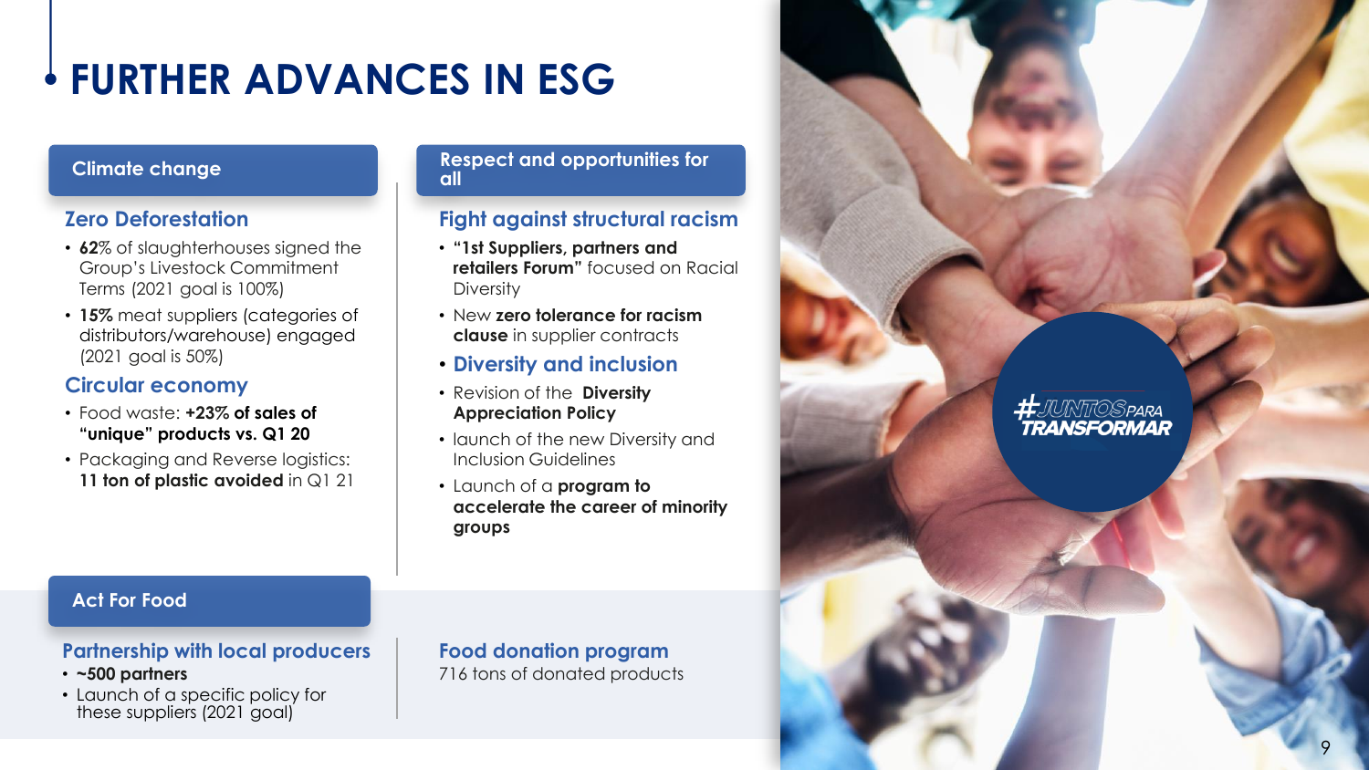# FURTHER ADVANCES IN ESG

## Climate change

### Zero Deforestation

- **62%** of slaughterhouses signed the Group's Livestock Commitment Terms (2021 goal is 100%)
- **15%** meat suppliers (categories of distributors/warehouse) engaged (2021 goal is 50%)

### Circular economy

- Food waste: **+23% of sales of "unique" products vs. Q1 20**
- Packaging and Reverse logistics: **11 ton of plastic avoided** in Q1 21

## Respect and opportunities for all

### Fight against structural racism

- **"1st Suppliers, partners and retailers Forum"** focused on Racial Diversity
- New **zero tolerance for racism clause** in supplier contracts

### Diversity and inclusion

- Revision of the **Diversity Appreciation Policy**
- launch of the new Diversity and Inclusion Guidelines
- Launch of a **program to accelerate the career of minority groups**

## Act For Food

### Partnership with local producers

- **~500 partners**
- Launch of a specific policy for these suppliers (2021 goal)

### Food donation program

716 tons of donated products

#JUNTOSPARA TRANSFORMAR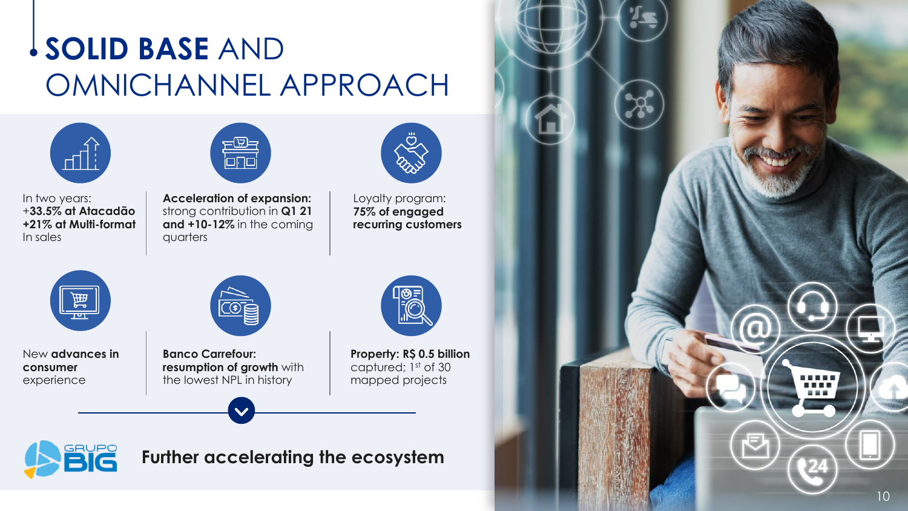# **SOLID BASE** AND OMNICHANNEL APPROACH

In two years:
**+33.5% at Atacadão**
**+21% at Multi-format**
In sales

**Acceleration of expansion:** strong contribution in **Q1 21 and +10-12%** in the coming quarters

Loyalty program:
**75% of engaged recurring customers**

New **advances in consumer** experience

**Banco Carrefour: resumption of growth** with the lowest NPL in history

**Property: R$ 0.5 billion** captured; 1st of 30 mapped projects

GRUPO BIG

**Further accelerating the ecosystem**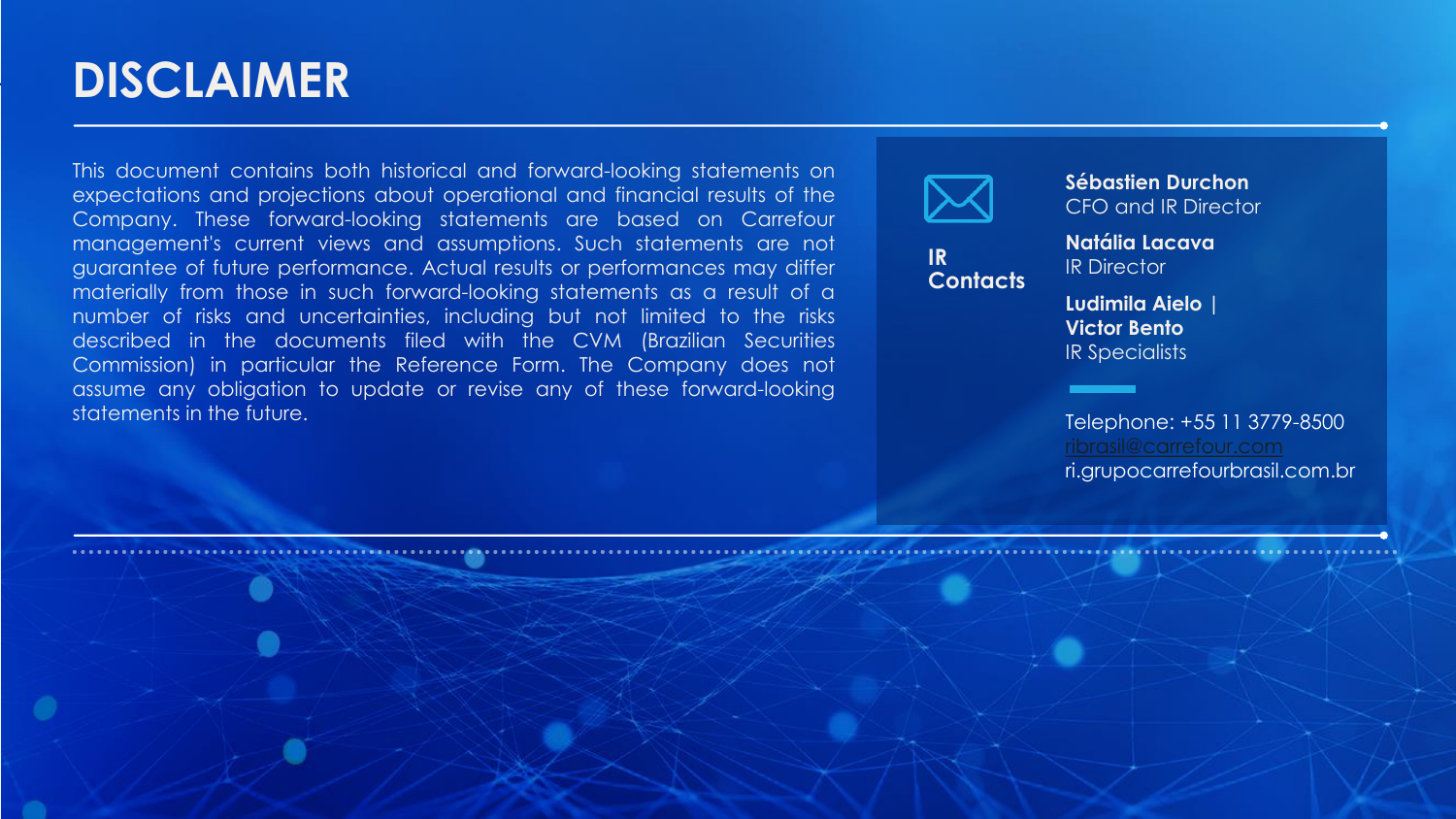# DISCLAIMER

This document contains both historical and forward-looking statements on expectations and projections about operational and financial results of the Company. These forward-looking statements are based on Carrefour management's current views and assumptions. Such statements are not guarantee of future performance. Actual results or performances may differ materially from those in such forward-looking statements as a result of a number of risks and uncertainties, including but not limited to the risks described in the documents filed with the CVM (Brazilian Securities Commission) in particular the Reference Form. The Company does not assume any obligation to update or revise any of these forward-looking statements in the future.

**IR Contacts**

**Sébastien Durchon**
CFO and IR Director

**Natália Lacava**
IR Director

**Ludimila Aielo | Victor Bento**
IR Specialists

Telephone: +55 11 3779-8500
ribrasil@carrefour.com
ri.grupocarrefourbrasil.com.br